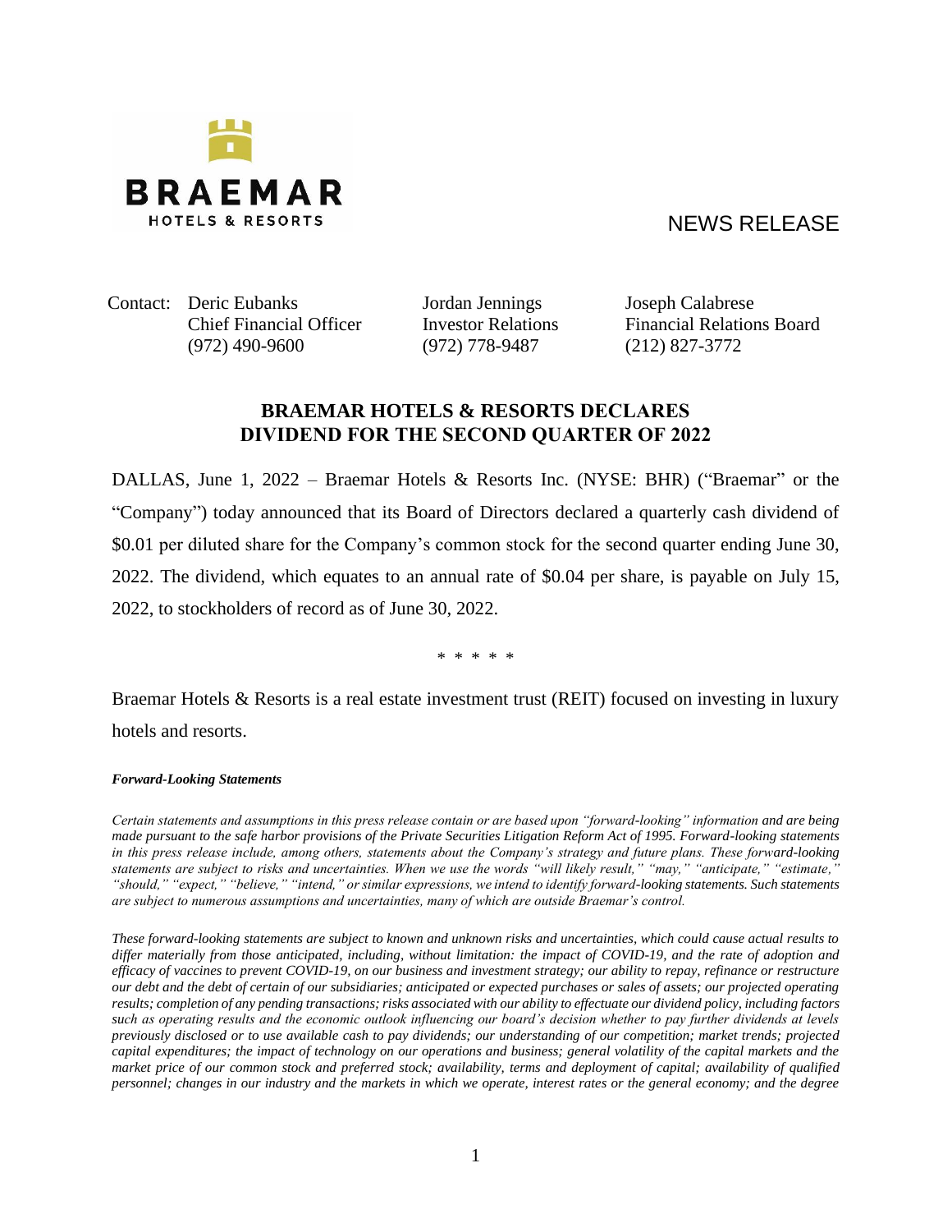**BRAEMAR**
HOTELS & RESORTS

NEWS RELEASE

| Contact: | Deric Eubanks | Jordan Jennings | Joseph Calabrese |
|---|---|---|---|
| | Chief Financial Officer | Investor Relations | Financial Relations Board |
| | (972) 490-9600 | (972) 778-9487 | (212) 827-3772 |

## BRAEMAR HOTELS & RESORTS DECLARES DIVIDEND FOR THE SECOND QUARTER OF 2022

DALLAS, June 1, 2022 – Braemar Hotels & Resorts Inc. (NYSE: BHR) ("Braemar" or the "Company") today announced that its Board of Directors declared a quarterly cash dividend of $0.01 per diluted share for the Company's common stock for the second quarter ending June 30, 2022. The dividend, which equates to an annual rate of $0.04 per share, is payable on July 15, 2022, to stockholders of record as of June 30, 2022.

\* \* \* \* \*

Braemar Hotels & Resorts is a real estate investment trust (REIT) focused on investing in luxury hotels and resorts.

***Forward-Looking Statements***

*Certain statements and assumptions in this press release contain or are based upon "forward-looking" information and are being made pursuant to the safe harbor provisions of the Private Securities Litigation Reform Act of 1995. Forward-looking statements in this press release include, among others, statements about the Company's strategy and future plans. These forward-looking statements are subject to risks and uncertainties. When we use the words "will likely result," "may," "anticipate," "estimate," "should," "expect," "believe," "intend," or similar expressions, we intend to identify forward-looking statements. Such statements are subject to numerous assumptions and uncertainties, many of which are outside Braemar's control.*

*These forward-looking statements are subject to known and unknown risks and uncertainties, which could cause actual results to differ materially from those anticipated, including, without limitation: the impact of COVID-19, and the rate of adoption and efficacy of vaccines to prevent COVID-19, on our business and investment strategy; our ability to repay, refinance or restructure our debt and the debt of certain of our subsidiaries; anticipated or expected purchases or sales of assets; our projected operating results; completion of any pending transactions; risks associated with our ability to effectuate our dividend policy, including factors such as operating results and the economic outlook influencing our board's decision whether to pay further dividends at levels previously disclosed or to use available cash to pay dividends; our understanding of our competition; market trends; projected capital expenditures; the impact of technology on our operations and business; general volatility of the capital markets and the market price of our common stock and preferred stock; availability, terms and deployment of capital; availability of qualified personnel; changes in our industry and the markets in which we operate, interest rates or the general economy; and the degree*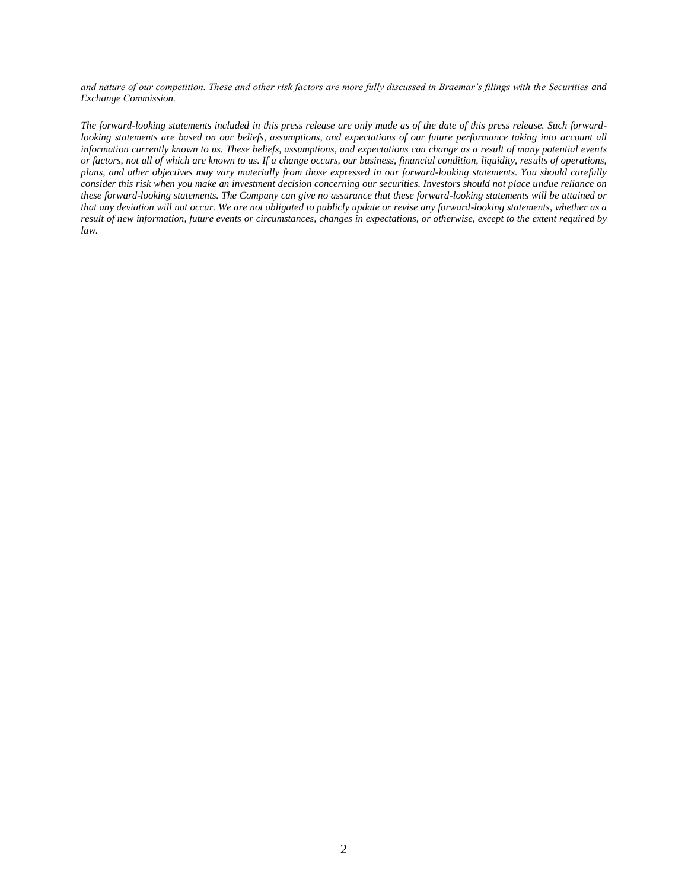*and nature of our competition. These and other risk factors are more fully discussed in Braemar's filings with the Securities and Exchange Commission.*

*The forward-looking statements included in this press release are only made as of the date of this press release. Such forward-looking statements are based on our beliefs, assumptions, and expectations of our future performance taking into account all information currently known to us. These beliefs, assumptions, and expectations can change as a result of many potential events or factors, not all of which are known to us. If a change occurs, our business, financial condition, liquidity, results of operations, plans, and other objectives may vary materially from those expressed in our forward-looking statements. You should carefully consider this risk when you make an investment decision concerning our securities. Investors should not place undue reliance on these forward-looking statements. The Company can give no assurance that these forward-looking statements will be attained or that any deviation will not occur. We are not obligated to publicly update or revise any forward-looking statements, whether as a result of new information, future events or circumstances, changes in expectations, or otherwise, except to the extent required by law.*